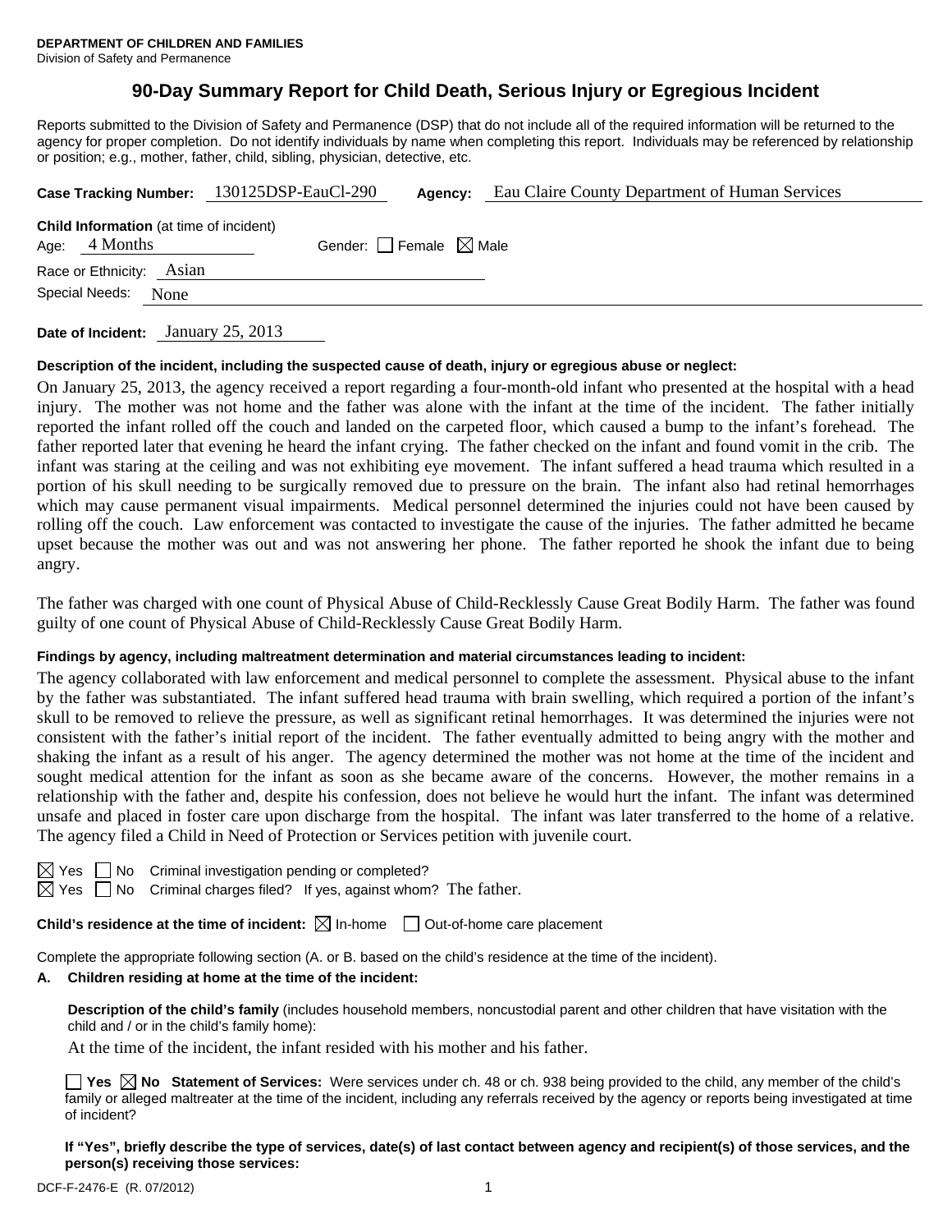**DEPARTMENT OF CHILDREN AND FAMILIES**
Division of Safety and Permanence

# 90-Day Summary Report for Child Death, Serious Injury or Egregious Incident

Reports submitted to the Division of Safety and Permanence (DSP) that do not include all of the required information will be returned to the agency for proper completion. Do not identify individuals by name when completing this report. Individuals may be referenced by relationship or position; e.g., mother, father, child, sibling, physician, detective, etc.

**Case Tracking Number:** 130125DSP-EauCl-290 **Agency:** Eau Claire County Department of Human Services

**Child Information** (at time of incident)
Age: 4 Months Gender: ☐ Female ☒ Male
Race or Ethnicity: Asian
Special Needs: None

**Date of Incident:** January 25, 2013

**Description of the incident, including the suspected cause of death, injury or egregious abuse or neglect:**

On January 25, 2013, the agency received a report regarding a four-month-old infant who presented at the hospital with a head injury. The mother was not home and the father was alone with the infant at the time of the incident. The father initially reported the infant rolled off the couch and landed on the carpeted floor, which caused a bump to the infant's forehead. The father reported later that evening he heard the infant crying. The father checked on the infant and found vomit in the crib. The infant was staring at the ceiling and was not exhibiting eye movement. The infant suffered a head trauma which resulted in a portion of his skull needing to be surgically removed due to pressure on the brain. The infant also had retinal hemorrhages which may cause permanent visual impairments. Medical personnel determined the injuries could not have been caused by rolling off the couch. Law enforcement was contacted to investigate the cause of the injuries. The father admitted he became upset because the mother was out and was not answering her phone. The father reported he shook the infant due to being angry.

The father was charged with one count of Physical Abuse of Child-Recklessly Cause Great Bodily Harm. The father was found guilty of one count of Physical Abuse of Child-Recklessly Cause Great Bodily Harm.

**Findings by agency, including maltreatment determination and material circumstances leading to incident:**

The agency collaborated with law enforcement and medical personnel to complete the assessment. Physical abuse to the infant by the father was substantiated. The infant suffered head trauma with brain swelling, which required a portion of the infant's skull to be removed to relieve the pressure, as well as significant retinal hemorrhages. It was determined the injuries were not consistent with the father's initial report of the incident. The father eventually admitted to being angry with the mother and shaking the infant as a result of his anger. The agency determined the mother was not home at the time of the incident and sought medical attention for the infant as soon as she became aware of the concerns. However, the mother remains in a relationship with the father and, despite his confession, does not believe he would hurt the infant. The infant was determined unsafe and placed in foster care upon discharge from the hospital. The infant was later transferred to the home of a relative. The agency filed a Child in Need of Protection or Services petition with juvenile court.

☒ Yes ☐ No Criminal investigation pending or completed?
☒ Yes ☐ No Criminal charges filed? If yes, against whom? The father.

**Child's residence at the time of incident:** ☒ In-home ☐ Out-of-home care placement

Complete the appropriate following section (A. or B. based on the child's residence at the time of the incident).

**A. Children residing at home at the time of the incident:**

**Description of the child's family** (includes household members, noncustodial parent and other children that have visitation with the child and / or in the child's family home):

At the time of the incident, the infant resided with his mother and his father.

☐ **Yes** ☒ **No Statement of Services:** Were services under ch. 48 or ch. 938 being provided to the child, any member of the child's family or alleged maltreater at the time of the incident, including any referrals received by the agency or reports being investigated at time of incident?

**If "Yes", briefly describe the type of services, date(s) of last contact between agency and recipient(s) of those services, and the person(s) receiving those services:**

DCF-F-2476-E (R. 07/2012)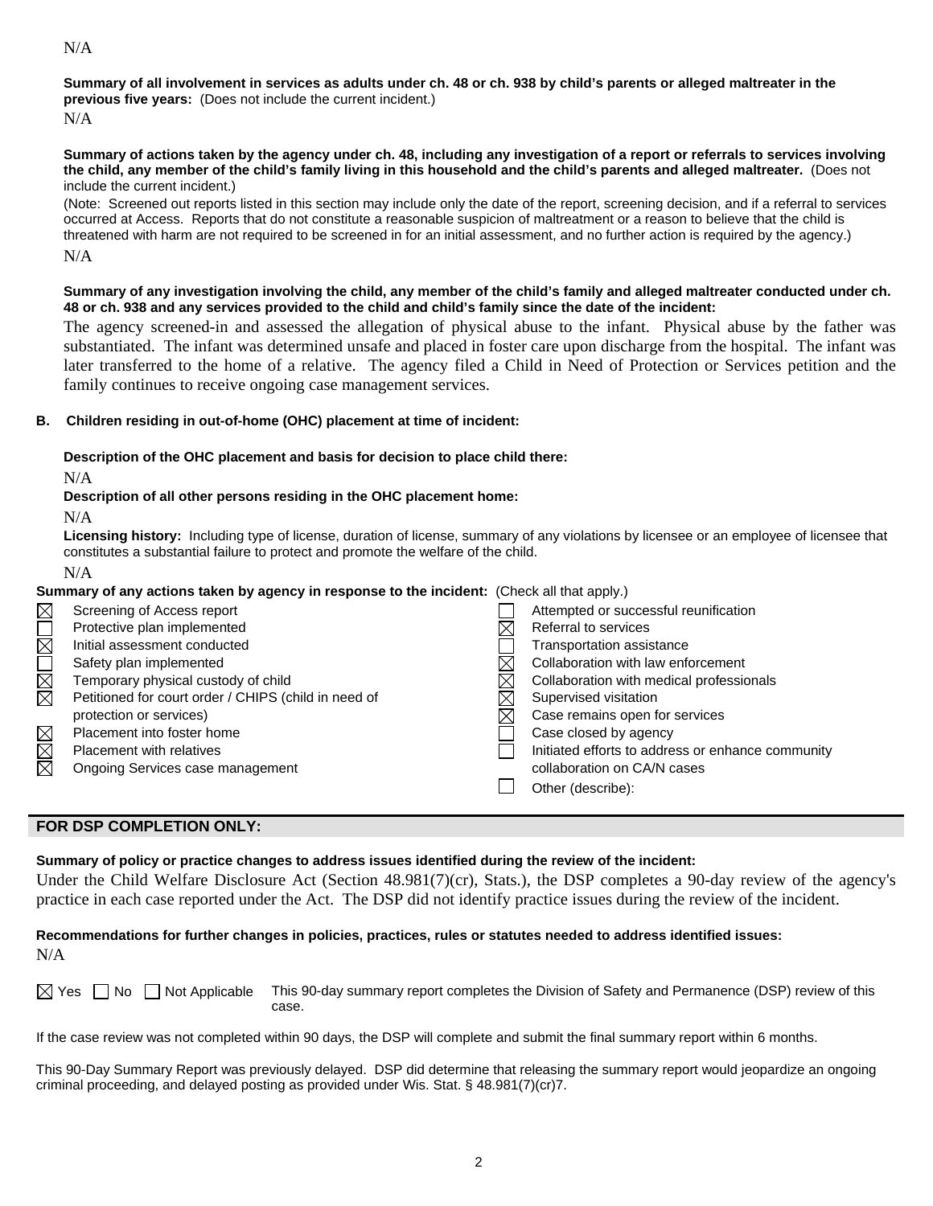N/A

**Summary of all involvement in services as adults under ch. 48 or ch. 938 by child's parents or alleged maltreater in the previous five years:** (Does not include the current incident.)

N/A

**Summary of actions taken by the agency under ch. 48, including any investigation of a report or referrals to services involving the child, any member of the child's family living in this household and the child's parents and alleged maltreater.** (Does not include the current incident.)

(Note: Screened out reports listed in this section may include only the date of the report, screening decision, and if a referral to services occurred at Access. Reports that do not constitute a reasonable suspicion of maltreatment or a reason to believe that the child is threatened with harm are not required to be screened in for an initial assessment, and no further action is required by the agency.)

N/A

**Summary of any investigation involving the child, any member of the child's family and alleged maltreater conducted under ch. 48 or ch. 938 and any services provided to the child and child's family since the date of the incident:**

The agency screened-in and assessed the allegation of physical abuse to the infant. Physical abuse by the father was substantiated. The infant was determined unsafe and placed in foster care upon discharge from the hospital. The infant was later transferred to the home of a relative. The agency filed a Child in Need of Protection or Services petition and the family continues to receive ongoing case management services.

**B. Children residing in out-of-home (OHC) placement at time of incident:**

**Description of the OHC placement and basis for decision to place child there:**

N/A

**Description of all other persons residing in the OHC placement home:**

N/A

**Licensing history:** Including type of license, duration of license, summary of any violations by licensee or an employee of licensee that constitutes a substantial failure to protect and promote the welfare of the child.

N/A

**Summary of any actions taken by agency in response to the incident:** (Check all that apply.)

- ☒ Screening of Access report
- ☐ Protective plan implemented
- ☒ Initial assessment conducted
- ☐ Safety plan implemented
- ☒ Temporary physical custody of child
- ☒ Petitioned for court order / CHIPS (child in need of protection or services)
- ☒ Placement into foster home
- ☒ Placement with relatives
- ☒ Ongoing Services case management
- ☐ Attempted or successful reunification
- ☒ Referral to services
- ☐ Transportation assistance
- ☒ Collaboration with law enforcement
- ☒ Collaboration with medical professionals
- ☒ Supervised visitation
- ☒ Case remains open for services
- ☐ Case closed by agency
- ☐ Initiated efforts to address or enhance community collaboration on CA/N cases
- ☐ Other (describe):

## FOR DSP COMPLETION ONLY:

**Summary of policy or practice changes to address issues identified during the review of the incident:**

Under the Child Welfare Disclosure Act (Section 48.981(7)(cr), Stats.), the DSP completes a 90-day review of the agency's practice in each case reported under the Act. The DSP did not identify practice issues during the review of the incident.

**Recommendations for further changes in policies, practices, rules or statutes needed to address identified issues:**

N/A

☒ Yes ☐ No ☐ Not Applicable This 90-day summary report completes the Division of Safety and Permanence (DSP) review of this case.

If the case review was not completed within 90 days, the DSP will complete and submit the final summary report within 6 months.

This 90-Day Summary Report was previously delayed. DSP did determine that releasing the summary report would jeopardize an ongoing criminal proceeding, and delayed posting as provided under Wis. Stat. § 48.981(7)(cr)7.